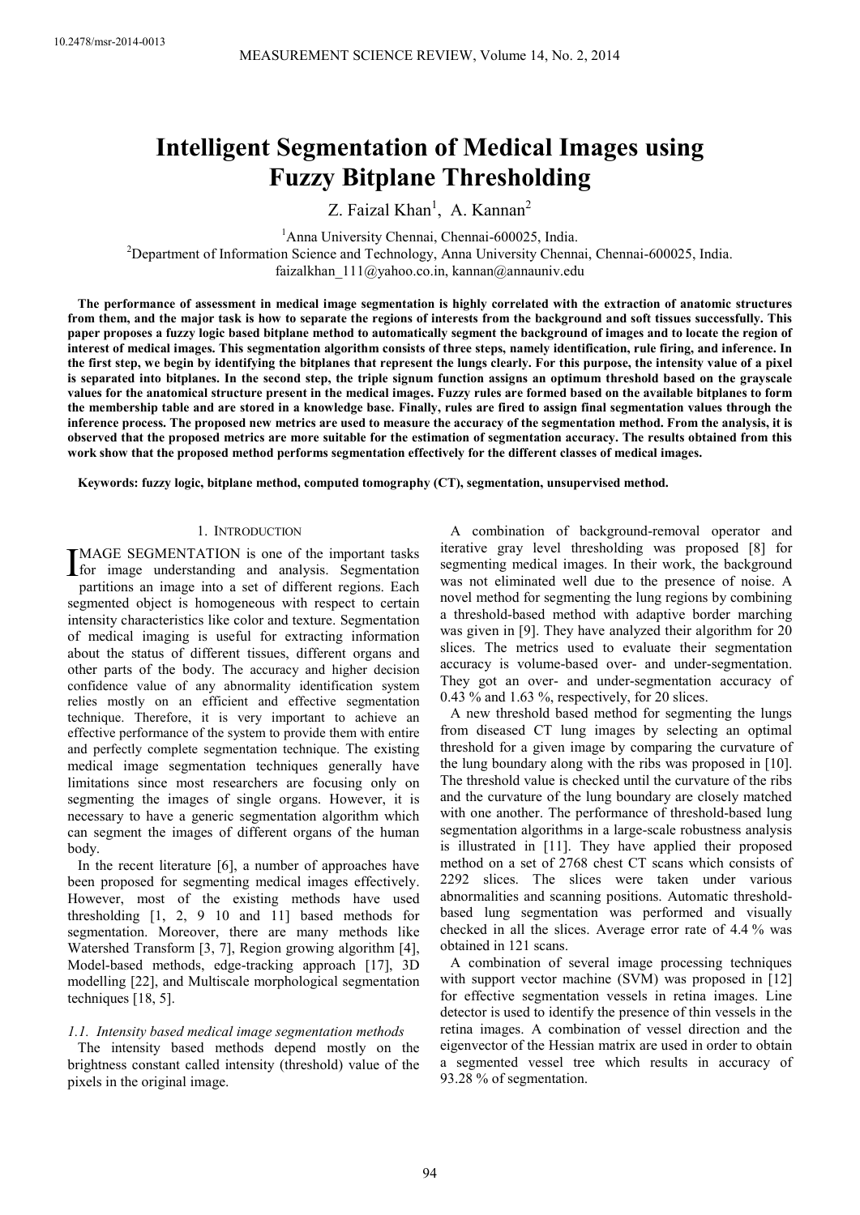# Intelligent Segmentation of Medical Images using Fuzzy Bitplane Thresholding

Z. Faizal Khan[1], A. Kannan[2]

[1]Anna University Chennai, Chennai-600025, India.
[2]Department of Information Science and Technology, Anna University Chennai, Chennai-600025, India.
faizalkhan_111@yahoo.co.in, kannan@annauniv.edu

**The performance of assessment in medical image segmentation is highly correlated with the extraction of anatomic structures from them, and the major task is how to separate the regions of interests from the background and soft tissues successfully. This paper proposes a fuzzy logic based bitplane method to automatically segment the background of images and to locate the region of interest of medical images. This segmentation algorithm consists of three steps, namely identification, rule firing, and inference. In the first step, we begin by identifying the bitplanes that represent the lungs clearly. For this purpose, the intensity value of a pixel is separated into bitplanes. In the second step, the triple signum function assigns an optimum threshold based on the grayscale values for the anatomical structure present in the medical images. Fuzzy rules are formed based on the available bitplanes to form the membership table and are stored in a knowledge base. Finally, rules are fired to assign final segmentation values through the inference process. The proposed new metrics are used to measure the accuracy of the segmentation method. From the analysis, it is observed that the proposed metrics are more suitable for the estimation of segmentation accuracy. The results obtained from this work show that the proposed method performs segmentation effectively for the different classes of medical images.**

**Keywords: fuzzy logic, bitplane method, computed tomography (CT), segmentation, unsupervised method.**

## 1. Introduction

Image segmentation is one of the important tasks for image understanding and analysis. Segmentation partitions an image into a set of different regions. Each segmented object is homogeneous with respect to certain intensity characteristics like color and texture. Segmentation of medical imaging is useful for extracting information about the status of different tissues, different organs and other parts of the body. The accuracy and higher decision confidence value of any abnormality identification system relies mostly on an efficient and effective segmentation technique. Therefore, it is very important to achieve an effective performance of the system to provide them with entire and perfectly complete segmentation technique. The existing medical image segmentation techniques generally have limitations since most researchers are focusing only on segmenting the images of single organs. However, it is necessary to have a generic segmentation algorithm which can segment the images of different organs of the human body.

In the recent literature [6], a number of approaches have been proposed for segmenting medical images effectively. However, most of the existing methods have used thresholding [1, 2, 9 10 and 11] based methods for segmentation. Moreover, there are many methods like Watershed Transform [3, 7], Region growing algorithm [4], Model-based methods, edge-tracking approach [17], 3D modelling [22], and Multiscale morphological segmentation techniques [18, 5].

### *1.1. Intensity based medical image segmentation methods*

The intensity based methods depend mostly on the brightness constant called intensity (threshold) value of the pixels in the original image.

A combination of background-removal operator and iterative gray level thresholding was proposed [8] for segmenting medical images. In their work, the background was not eliminated well due to the presence of noise. A novel method for segmenting the lung regions by combining a threshold-based method with adaptive border marching was given in [9]. They have analyzed their algorithm for 20 slices. The metrics used to evaluate their segmentation accuracy is volume-based over- and under-segmentation. They got an over- and under-segmentation accuracy of 0.43 % and 1.63 %, respectively, for 20 slices.

A new threshold based method for segmenting the lungs from diseased CT lung images by selecting an optimal threshold for a given image by comparing the curvature of the lung boundary along with the ribs was proposed in [10]. The threshold value is checked until the curvature of the ribs and the curvature of the lung boundary are closely matched with one another. The performance of threshold-based lung segmentation algorithms in a large-scale robustness analysis is illustrated in [11]. They have applied their proposed method on a set of 2768 chest CT scans which consists of 2292 slices. The slices were taken under various abnormalities and scanning positions. Automatic threshold-based lung segmentation was performed and visually checked in all the slices. Average error rate of 4.4 % was obtained in 121 scans.

A combination of several image processing techniques with support vector machine (SVM) was proposed in [12] for effective segmentation vessels in retina images. Line detector is used to identify the presence of thin vessels in the retina images. A combination of vessel direction and the eigenvector of the Hessian matrix are used in order to obtain a segmented vessel tree which results in accuracy of 93.28 % of segmentation.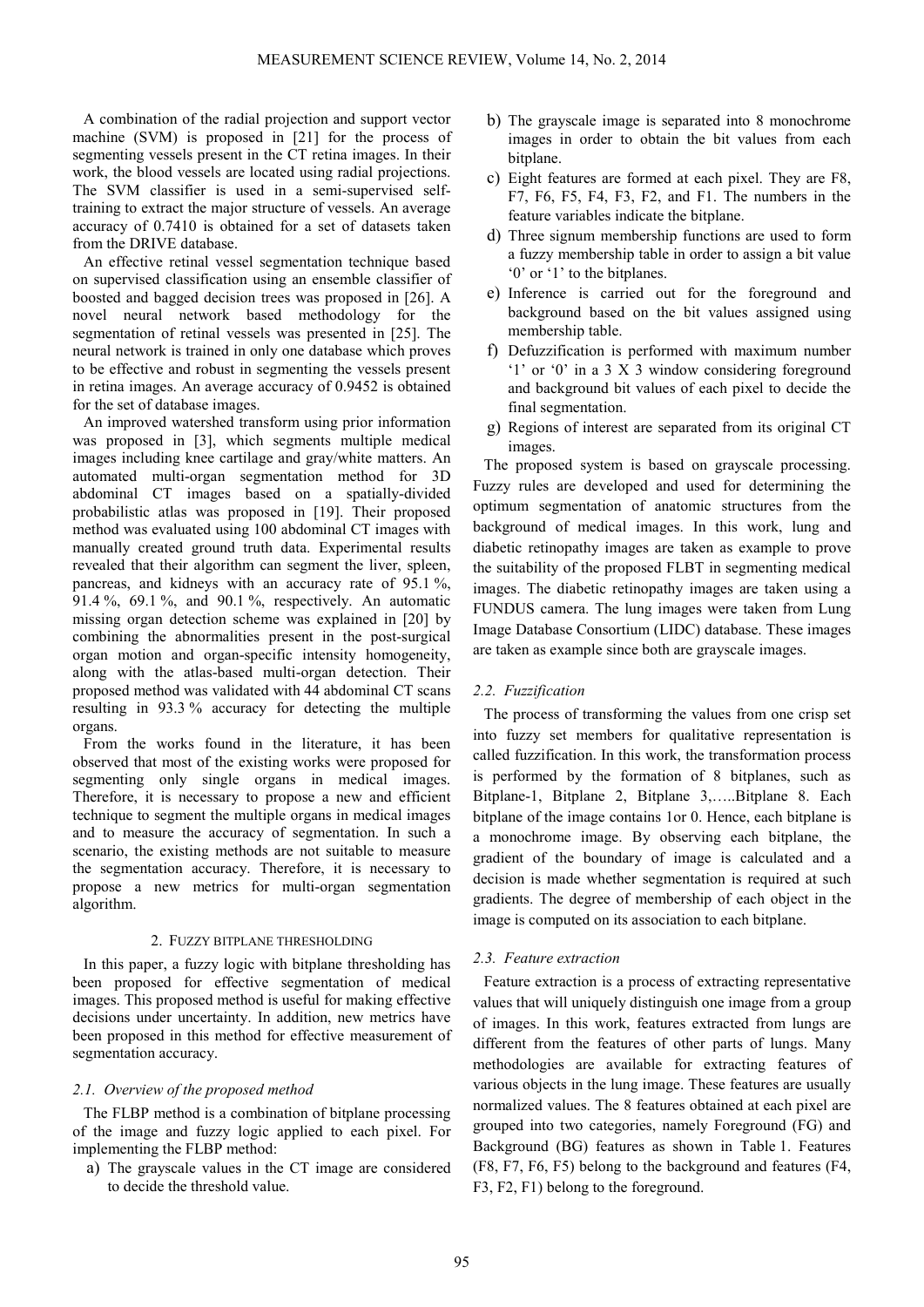A combination of the radial projection and support vector machine (SVM) is proposed in [21] for the process of segmenting vessels present in the CT retina images. In their work, the blood vessels are located using radial projections. The SVM classifier is used in a semi-supervised self-training to extract the major structure of vessels. An average accuracy of 0.7410 is obtained for a set of datasets taken from the DRIVE database.

An effective retinal vessel segmentation technique based on supervised classification using an ensemble classifier of boosted and bagged decision trees was proposed in [26]. A novel neural network based methodology for the segmentation of retinal vessels was presented in [25]. The neural network is trained in only one database which proves to be effective and robust in segmenting the vessels present in retina images. An average accuracy of 0.9452 is obtained for the set of database images.

An improved watershed transform using prior information was proposed in [3], which segments multiple medical images including knee cartilage and gray/white matters. An automated multi-organ segmentation method for 3D abdominal CT images based on a spatially-divided probabilistic atlas was proposed in [19]. Their proposed method was evaluated using 100 abdominal CT images with manually created ground truth data. Experimental results revealed that their algorithm can segment the liver, spleen, pancreas, and kidneys with an accuracy rate of 95.1 %, 91.4 %, 69.1 %, and 90.1 %, respectively. An automatic missing organ detection scheme was explained in [20] by combining the abnormalities present in the post-surgical organ motion and organ-specific intensity homogeneity, along with the atlas-based multi-organ detection. Their proposed method was validated with 44 abdominal CT scans resulting in 93.3 % accuracy for detecting the multiple organs.

From the works found in the literature, it has been observed that most of the existing works were proposed for segmenting only single organs in medical images. Therefore, it is necessary to propose a new and efficient technique to segment the multiple organs in medical images and to measure the accuracy of segmentation. In such a scenario, the existing methods are not suitable to measure the segmentation accuracy. Therefore, it is necessary to propose a new metrics for multi-organ segmentation algorithm.

## 2. Fuzzy bitplane thresholding

In this paper, a fuzzy logic with bitplane thresholding has been proposed for effective segmentation of medical images. This proposed method is useful for making effective decisions under uncertainty. In addition, new metrics have been proposed in this method for effective measurement of segmentation accuracy.

### 2.1. Overview of the proposed method

The FLBP method is a combination of bitplane processing of the image and fuzzy logic applied to each pixel. For implementing the FLBP method:

a) The grayscale values in the CT image are considered to decide the threshold value.
b) The grayscale image is separated into 8 monochrome images in order to obtain the bit values from each bitplane.
c) Eight features are formed at each pixel. They are F8, F7, F6, F5, F4, F3, F2, and F1. The numbers in the feature variables indicate the bitplane.
d) Three signum membership functions are used to form a fuzzy membership table in order to assign a bit value '0' or '1' to the bitplanes.
e) Inference is carried out for the foreground and background based on the bit values assigned using membership table.
f) Defuzzification is performed with maximum number '1' or '0' in a 3 X 3 window considering foreground and background bit values of each pixel to decide the final segmentation.
g) Regions of interest are separated from its original CT images.

The proposed system is based on grayscale processing. Fuzzy rules are developed and used for determining the optimum segmentation of anatomic structures from the background of medical images. In this work, lung and diabetic retinopathy images are taken as example to prove the suitability of the proposed FLBT in segmenting medical images. The diabetic retinopathy images are taken using a FUNDUS camera. The lung images were taken from Lung Image Database Consortium (LIDC) database. These images are taken as example since both are grayscale images.

### 2.2. Fuzzification

The process of transforming the values from one crisp set into fuzzy set members for qualitative representation is called fuzzification. In this work, the transformation process is performed by the formation of 8 bitplanes, such as Bitplane-1, Bitplane 2, Bitplane 3,…..Bitplane 8. Each bitplane of the image contains 1or 0. Hence, each bitplane is a monochrome image. By observing each bitplane, the gradient of the boundary of image is calculated and a decision is made whether segmentation is required at such gradients. The degree of membership of each object in the image is computed on its association to each bitplane.

### 2.3. Feature extraction

Feature extraction is a process of extracting representative values that will uniquely distinguish one image from a group of images. In this work, features extracted from lungs are different from the features of other parts of lungs. Many methodologies are available for extracting features of various objects in the lung image. These features are usually normalized values. The 8 features obtained at each pixel are grouped into two categories, namely Foreground (FG) and Background (BG) features as shown in Table 1. Features (F8, F7, F6, F5) belong to the background and features (F4, F3, F2, F1) belong to the foreground.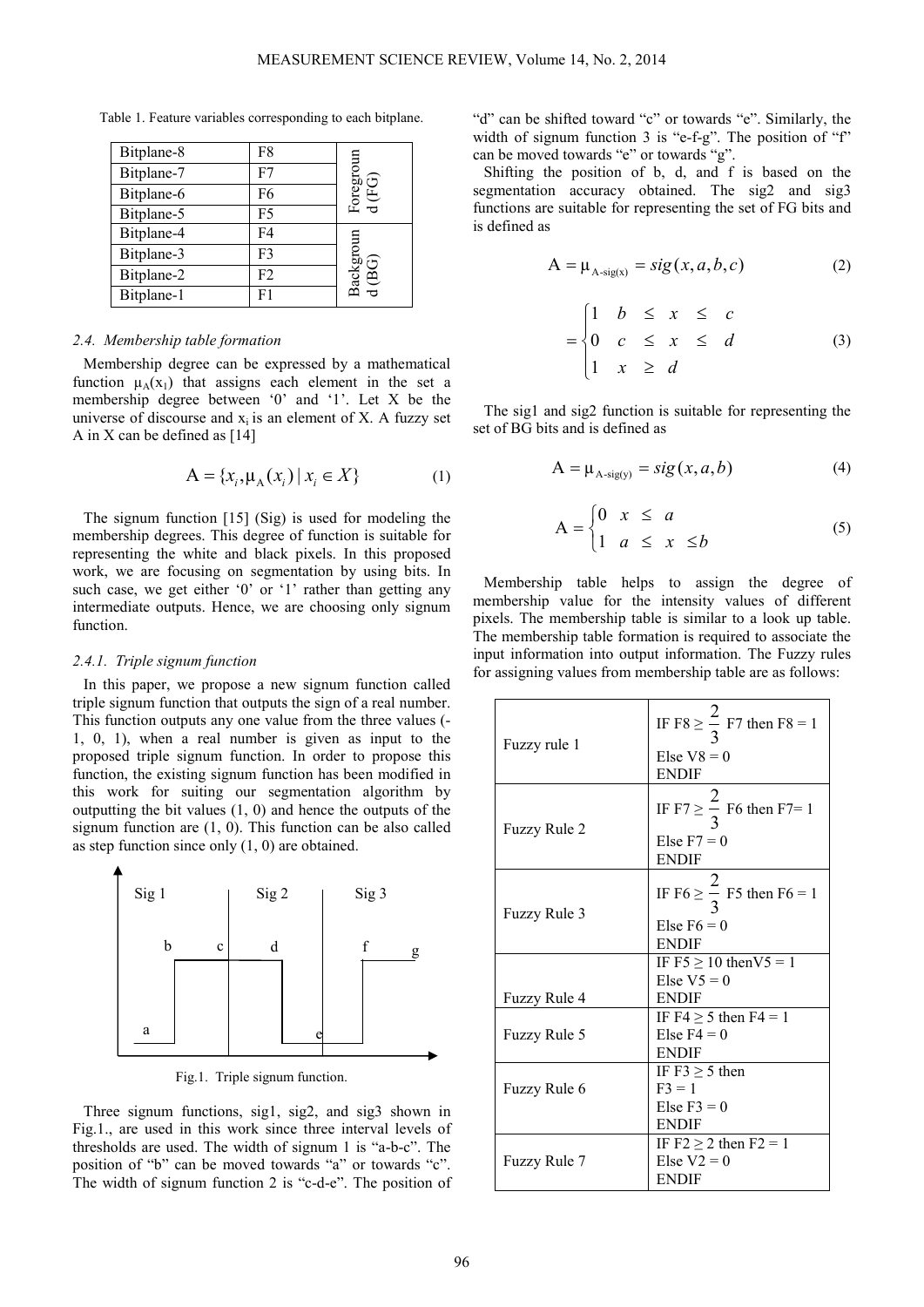Table 1. Feature variables corresponding to each bitplane.

| Bitplane | Feature | Group |
|---|---|---|
| Bitplane-8 | F8 | Foreground (FG) |
| Bitplane-7 | F7 | |
| Bitplane-6 | F6 | |
| Bitplane-5 | F5 | |
| Bitplane-4 | F4 | Background (BG) |
| Bitplane-3 | F3 | |
| Bitplane-2 | F2 | |
| Bitplane-1 | F1 | |

### *2.4. Membership table formation*

Membership degree can be expressed by a mathematical function $\mu_A(x_1)$ that assigns each element in the set a membership degree between '0' and '1'. Let X be the universe of discourse and $x_i$ is an element of X. A fuzzy set A in X can be defined as [14]

$$A = \{x_i, \mu_A(x_i) \mid x_i \in X\} \tag{1}$$

The signum function [15] (Sig) is used for modeling the membership degrees. This degree of function is suitable for representing the white and black pixels. In this proposed work, we are focusing on segmentation by using bits. In such case, we get either '0' or '1' rather than getting any intermediate outputs. Hence, we are choosing only signum function.

#### *2.4.1. Triple signum function*

In this paper, we propose a new signum function called triple signum function that outputs the sign of a real number. This function outputs any one value from the three values (-1, 0, 1), when a real number is given as input to the proposed triple signum function. In order to propose this function, the existing signum function has been modified in this work for suiting our segmentation algorithm by outputting the bit values (1, 0) and hence the outputs of the signum function are (1, 0). This function can be also called as step function since only (1, 0) are obtained.

Fig.1. Triple signum function.

Three signum functions, sig1, sig2, and sig3 shown in Fig.1., are used in this work since three interval levels of thresholds are used. The width of signum 1 is "a-b-c". The position of "b" can be moved towards "a" or towards "c". The width of signum function 2 is "c-d-e". The position of "d" can be shifted toward "c" or towards "e". Similarly, the width of signum function 3 is "e-f-g". The position of "f" can be moved towards "e" or towards "g".

Shifting the position of b, d, and f is based on the segmentation accuracy obtained. The sig2 and sig3 functions are suitable for representing the set of FG bits and is defined as

$$A = \mu_{A\text{-sig}(x)} = sig(x, a, b, c) \tag{2}$$

$$= \begin{cases} 1 & b \le x \le c \\ 0 & c \le x \le d \\ 1 & x \ge d \end{cases} \tag{3}$$

The sig1 and sig2 function is suitable for representing the set of BG bits and is defined as

$$A = \mu_{A\text{-sig}(y)} = sig(x, a, b) \tag{4}$$

$$A = \begin{cases} 0 & x \le a \\ 1 & a \le x \le b \end{cases} \tag{5}$$

Membership table helps to assign the degree of membership value for the intensity values of different pixels. The membership table is similar to a look up table. The membership table formation is required to associate the input information into output information. The Fuzzy rules for assigning values from membership table are as follows:

| Rule | Condition |
|---|---|
| Fuzzy rule 1 | IF F8 ≥ $\frac{2}{3}$ F7 then F8 = 1<br>Else V8 = 0<br>ENDIF |
| Fuzzy Rule 2 | IF F7 ≥ $\frac{2}{3}$ F6 then F7= 1<br>Else F7 = 0<br>ENDIF |
| Fuzzy Rule 3 | IF F6 ≥ $\frac{2}{3}$ F5 then F6 = 1<br>Else F6 = 0<br>ENDIF |
| Fuzzy Rule 4 | IF F5 ≥ 10 thenV5 = 1<br>Else V5 = 0<br>ENDIF |
| Fuzzy Rule 5 | IF F4 ≥ 5 then F4 = 1<br>Else F4 = 0<br>ENDIF |
| Fuzzy Rule 6 | IF F3 ≥ 5 then<br>F3 = 1<br>Else F3 = 0<br>ENDIF |
| Fuzzy Rule 7 | IF F2 ≥ 2 then F2 = 1<br>Else V2 = 0<br>ENDIF |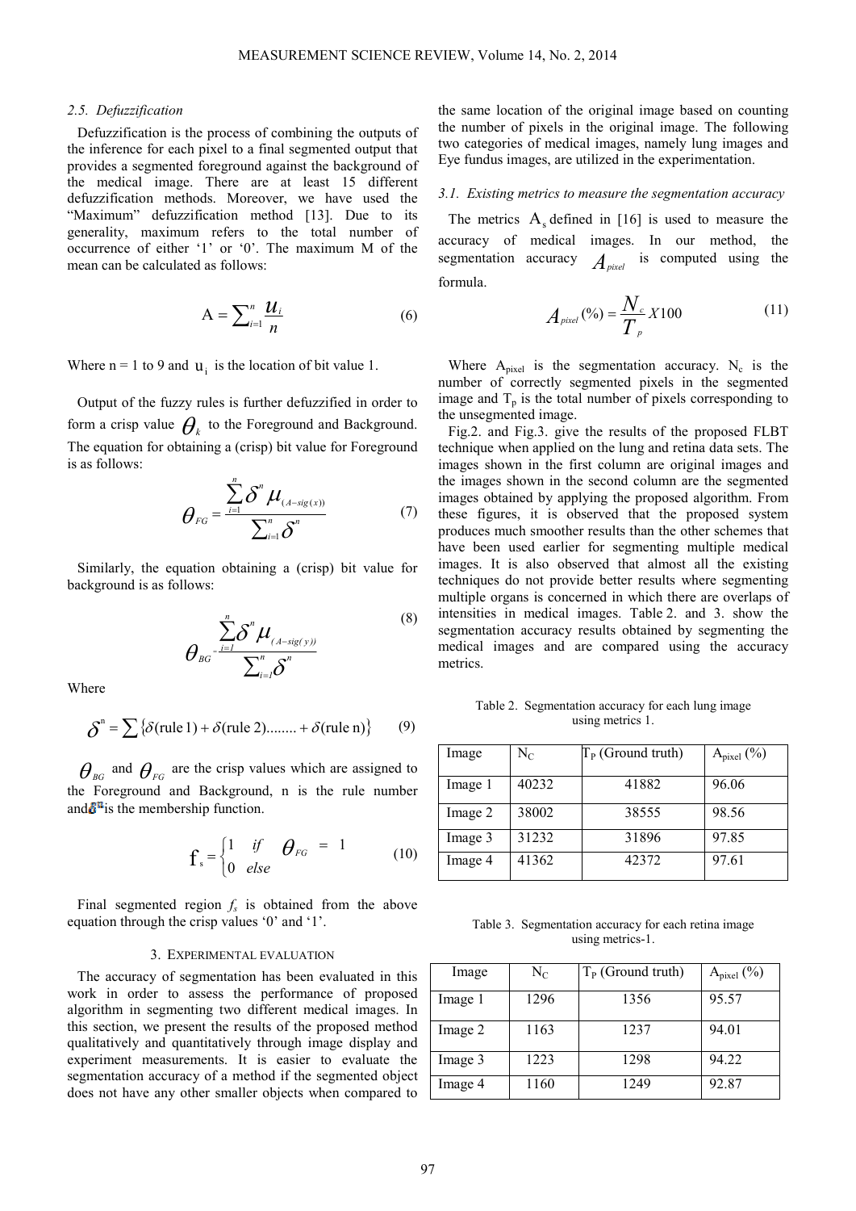### 2.5. Defuzzification

Defuzzification is the process of combining the outputs of the inference for each pixel to a final segmented output that provides a segmented foreground against the background of the medical image. There are at least 15 different defuzzification methods. Moreover, we have used the "Maximum" defuzzification method [13]. Due to its generality, maximum refers to the total number of occurrence of either '1' or '0'. The maximum M of the mean can be calculated as follows:

$$\mathrm{A} = \sum_{i=1}^{n} \frac{u_i}{n} \tag{6}$$

Where n = 1 to 9 and $u_i$ is the location of bit value 1.

Output of the fuzzy rules is further defuzzified in order to form a crisp value $\theta_k$ to the Foreground and Background. The equation for obtaining a (crisp) bit value for Foreground is as follows:

$$\theta_{FG} = \frac{\sum_{i=1}^{n} \delta^n \mu_{(A-sig(x))}}{\sum_{i=1}^{n} \delta^n} \tag{7}$$

Similarly, the equation obtaining a (crisp) bit value for background is as follows:

$$\theta_{BG} = \frac{\sum_{i=1}^{n} \delta^n \mu_{(A-sig(y))}}{\sum_{i=1}^{n} \delta^n} \tag{8}$$

Where

$$\delta^n = \sum \{\delta(\text{rule 1}) + \delta(\text{rule 2}) ........ + \delta(\text{rule n})\} \tag{9}$$

$\theta_{BG}$ and $\theta_{FG}$ are the crisp values which are assigned to the Foreground and Background, n is the rule number and $\delta^n$ is the membership function.

$$\mathrm{f}_s = \begin{cases} 1 & if \quad \theta_{FG} = 1 \\ 0 & else \end{cases} \tag{10}$$

Final segmented region $f_s$ is obtained from the above equation through the crisp values '0' and '1'.

## 3. EXPERIMENTAL EVALUATION

The accuracy of segmentation has been evaluated in this work in order to assess the performance of proposed algorithm in segmenting two different medical images. In this section, we present the results of the proposed method qualitatively and quantitatively through image display and experiment measurements. It is easier to evaluate the segmentation accuracy of a method if the segmented object does not have any other smaller objects when compared to the same location of the original image based on counting the number of pixels in the original image. The following two categories of medical images, namely lung images and Eye fundus images, are utilized in the experimentation.

### 3.1. Existing metrics to measure the segmentation accuracy

The metrics $\mathrm{A}_s$ defined in [16] is used to measure the accuracy of medical images. In our method, the segmentation accuracy $A_{pixel}$ is computed using the formula.

$$A_{pixel}(\%) = \frac{N_c}{T_p} X100 \tag{11}$$

Where $A_{pixel}$ is the segmentation accuracy. $N_c$ is the number of correctly segmented pixels in the segmented image and $T_p$ is the total number of pixels corresponding to the unsegmented image.

Fig.2. and Fig.3. give the results of the proposed FLBT technique when applied on the lung and retina data sets. The images shown in the first column are original images and the images shown in the second column are the segmented images obtained by applying the proposed algorithm. From these figures, it is observed that the proposed system produces much smoother results than the other schemes that have been used earlier for segmenting multiple medical images. It is also observed that almost all the existing techniques do not provide better results where segmenting multiple organs is concerned in which there are overlaps of intensities in medical images. Table 2. and 3. show the segmentation accuracy results obtained by segmenting the medical images and are compared using the accuracy metrics.

Table 2. Segmentation accuracy for each lung image using metrics 1.

| Image | $N_C$ | $T_P$ (Ground truth) | $A_{pixel}$ (%) |
|---|---|---|---|
| Image 1 | 40232 | 41882 | 96.06 |
| Image 2 | 38002 | 38555 | 98.56 |
| Image 3 | 31232 | 31896 | 97.85 |
| Image 4 | 41362 | 42372 | 97.61 |

Table 3. Segmentation accuracy for each retina image using metrics-1.

| Image | $N_C$ | $T_P$ (Ground truth) | $A_{pixel}$ (%) |
|---|---|---|---|
| Image 1 | 1296 | 1356 | 95.57 |
| Image 2 | 1163 | 1237 | 94.01 |
| Image 3 | 1223 | 1298 | 94.22 |
| Image 4 | 1160 | 1249 | 92.87 |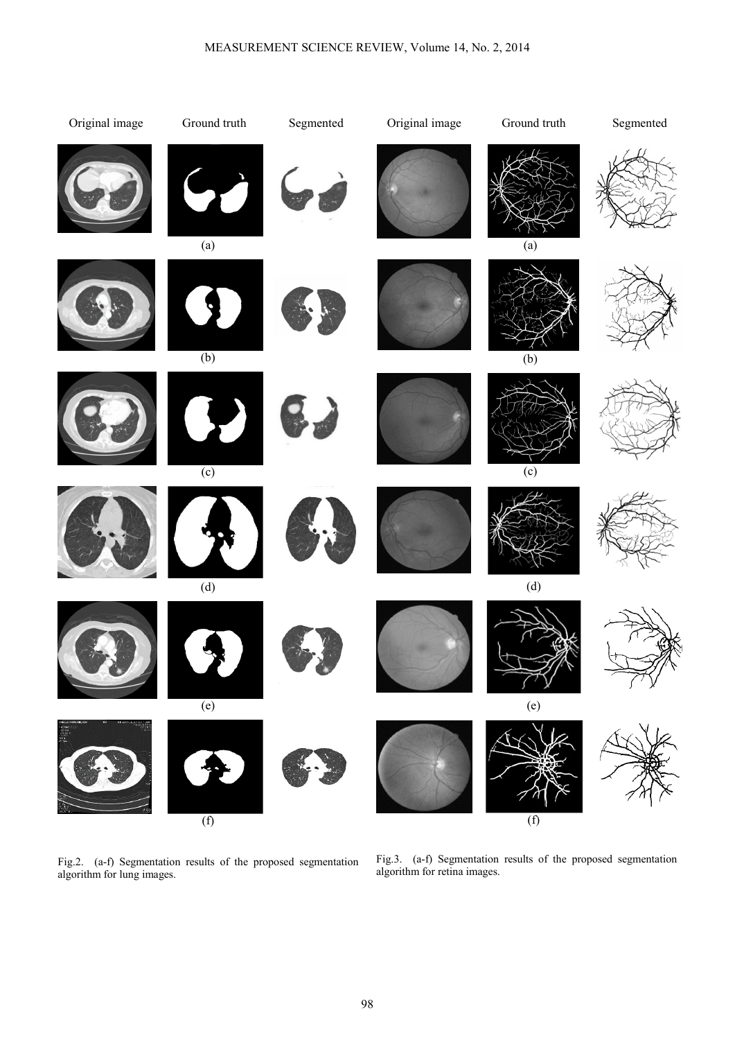Original image | Ground truth | Segmented

(a)

(b)

(c)

(d)

(e)

(f)

Fig.2. (a-f) Segmentation results of the proposed segmentation algorithm for lung images.

Original image | Ground truth | Segmented

(a)

(b)

(c)

(d)

(e)

(f)

Fig.3. (a-f) Segmentation results of the proposed segmentation algorithm for retina images.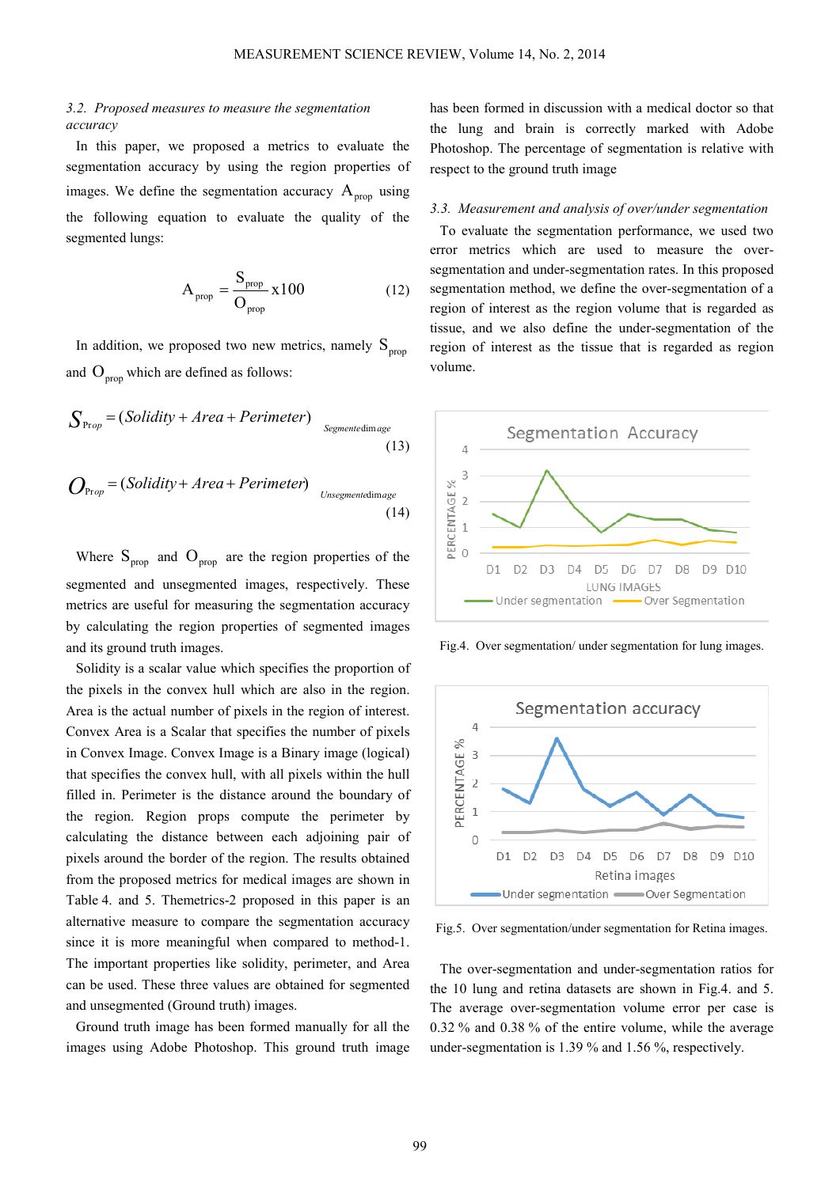### 3.2. Proposed measures to measure the segmentation accuracy

In this paper, we proposed a metrics to evaluate the segmentation accuracy by using the region properties of images. We define the segmentation accuracy $A_{prop}$ using the following equation to evaluate the quality of the segmented lungs:

$$A_{prop} = \frac{S_{prop}}{O_{prop}} \text{x}100 \tag{12}$$

In addition, we proposed two new metrics, namely $S_{prop}$ and $O_{prop}$ which are defined as follows:

$$S_{Prop} = (Solidity + Area + Perimeter)_{Segmentedimage} \tag{13}$$

$$O_{Prop} = (Solidity + Area + Perimeter)_{Unsegmentedimage} \tag{14}$$

Where $S_{prop}$ and $O_{prop}$ are the region properties of the segmented and unsegmented images, respectively. These metrics are useful for measuring the segmentation accuracy by calculating the region properties of segmented images and its ground truth images.

Solidity is a scalar value which specifies the proportion of the pixels in the convex hull which are also in the region. Area is the actual number of pixels in the region of interest. Convex Area is a Scalar that specifies the number of pixels in Convex Image. Convex Image is a Binary image (logical) that specifies the convex hull, with all pixels within the hull filled in. Perimeter is the distance around the boundary of the region. Region props compute the perimeter by calculating the distance between each adjoining pair of pixels around the border of the region. The results obtained from the proposed metrics for medical images are shown in Table 4. and 5. Themetrics-2 proposed in this paper is an alternative measure to compare the segmentation accuracy since it is more meaningful when compared to method-1. The important properties like solidity, perimeter, and Area can be used. These three values are obtained for segmented and unsegmented (Ground truth) images.

Ground truth image has been formed manually for all the images using Adobe Photoshop. This ground truth image has been formed in discussion with a medical doctor so that the lung and brain is correctly marked with Adobe Photoshop. The percentage of segmentation is relative with respect to the ground truth image

### 3.3. Measurement and analysis of over/under segmentation

To evaluate the segmentation performance, we used two error metrics which are used to measure the over-segmentation and under-segmentation rates. In this proposed segmentation method, we define the over-segmentation of a region of interest as the region volume that is regarded as tissue, and we also define the under-segmentation of the region of interest as the tissue that is regarded as region volume.

Fig.4. Over segmentation/ under segmentation for lung images.

Fig.5. Over segmentation/under segmentation for Retina images.

The over-segmentation and under-segmentation ratios for the 10 lung and retina datasets are shown in Fig.4. and 5. The average over-segmentation volume error per case is 0.32 % and 0.38 % of the entire volume, while the average under-segmentation is 1.39 % and 1.56 %, respectively.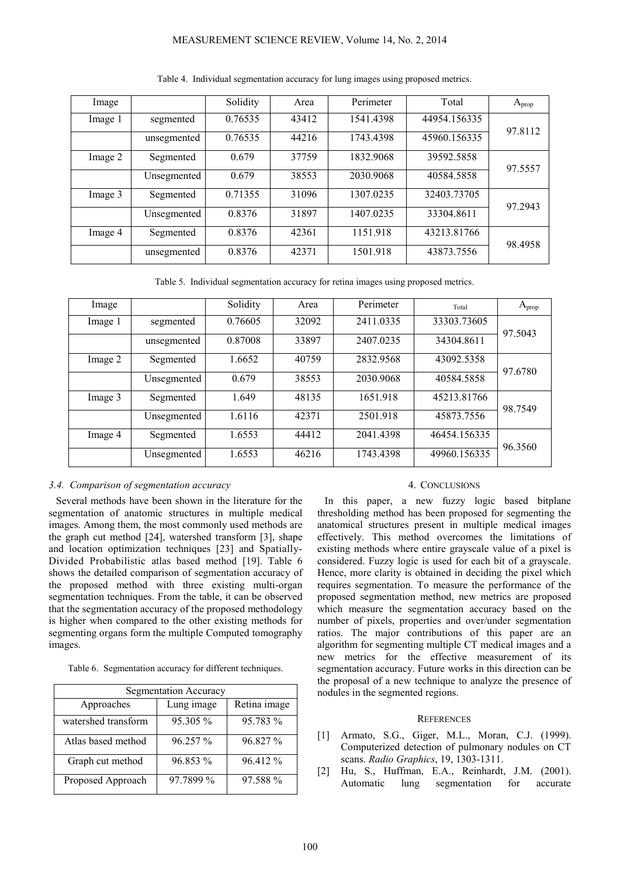Table 4. Individual segmentation accuracy for lung images using proposed metrics.

| Image | | Solidity | Area | Perimeter | Total | $A_{prop}$ |
|---|---|---|---|---|---|---|
| Image 1 | segmented | 0.76535 | 43412 | 1541.4398 | 44954.156335 | 97.8112 |
| | unsegmented | 0.76535 | 44216 | 1743.4398 | 45960.156335 | |
| Image 2 | Segmented | 0.679 | 37759 | 1832.9068 | 39592.5858 | 97.5557 |
| | Unsegmented | 0.679 | 38553 | 2030.9068 | 40584.5858 | |
| Image 3 | Segmented | 0.71355 | 31096 | 1307.0235 | 32403.73705 | 97.2943 |
| | Unsegmented | 0.8376 | 31897 | 1407.0235 | 33304.8611 | |
| Image 4 | Segmented | 0.8376 | 42361 | 1151.918 | 43213.81766 | 98.4958 |
| | unsegmented | 0.8376 | 42371 | 1501.918 | 43873.7556 | |

Table 5. Individual segmentation accuracy for retina images using proposed metrics.

| Image | | Solidity | Area | Perimeter | Total | $A_{prop}$ |
|---|---|---|---|---|---|---|
| Image 1 | segmented | 0.76605 | 32092 | 2411.0335 | 33303.73605 | 97.5043 |
| | unsegmented | 0.87008 | 33897 | 2407.0235 | 34304.8611 | |
| Image 2 | Segmented | 1.6652 | 40759 | 2832.9568 | 43092.5358 | 97.6780 |
| | Unsegmented | 0.679 | 38553 | 2030.9068 | 40584.5858 | |
| Image 3 | Segmented | 1.649 | 48135 | 1651.918 | 45213.81766 | 98.7549 |
| | Unsegmented | 1.6116 | 42371 | 2501.918 | 45873.7556 | |
| Image 4 | Segmented | 1.6553 | 44412 | 2041.4398 | 46454.156335 | 96.3560 |
| | Unsegmented | 1.6553 | 46216 | 1743.4398 | 49960.156335 | |

### 3.4. Comparison of segmentation accuracy

Several methods have been shown in the literature for the segmentation of anatomic structures in multiple medical images. Among them, the most commonly used methods are the graph cut method [24], watershed transform [3], shape and location optimization techniques [23] and Spatially-Divided Probabilistic atlas based method [19]. Table 6 shows the detailed comparison of segmentation accuracy of the proposed method with three existing multi-organ segmentation techniques. From the table, it can be observed that the segmentation accuracy of the proposed methodology is higher when compared to the other existing methods for segmenting organs form the multiple Computed tomography images.

Table 6. Segmentation accuracy for different techniques.

| Segmentation Accuracy | | |
|---|---|---|
| Approaches | Lung image | Retina image |
| watershed transform | 95.305 % | 95.783 % |
| Atlas based method | 96.257 % | 96.827 % |
| Graph cut method | 96.853 % | 96.412 % |
| Proposed Approach | 97.7899 % | 97.588 % |

## 4. Conclusions

In this paper, a new fuzzy logic based bitplane thresholding method has been proposed for segmenting the anatomical structures present in multiple medical images effectively. This method overcomes the limitations of existing methods where entire grayscale value of a pixel is considered. Fuzzy logic is used for each bit of a grayscale. Hence, more clarity is obtained in deciding the pixel which requires segmentation. To measure the performance of the proposed segmentation method, new metrics are proposed which measure the segmentation accuracy based on the number of pixels, properties and over/under segmentation ratios. The major contributions of this paper are an algorithm for segmenting multiple CT medical images and a new metrics for the effective measurement of its segmentation accuracy. Future works in this direction can be the proposal of a new technique to analyze the presence of nodules in the segmented regions.

## References

[1] Armato, S.G., Giger, M.L., Moran, C.J. (1999). Computerized detection of pulmonary nodules on CT scans. *Radio Graphics*, 19, 1303-1311.

[2] Hu, S., Huffman, E.A., Reinhardt, J.M. (2001). Automatic lung segmentation for accurate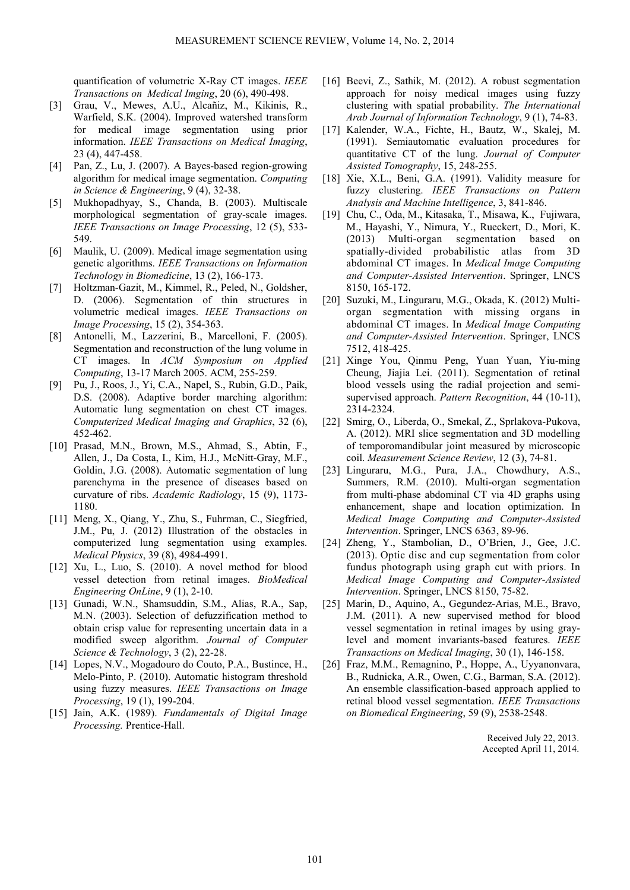quantification of volumetric X-Ray CT images. *IEEE Transactions on Medical Imging*, 20 (6), 490-498.

[3] Grau, V., Mewes, A.U., Alcañiz, M., Kikinis, R., Warfield, S.K. (2004). Improved watershed transform for medical image segmentation using prior information. *IEEE Transactions on Medical Imaging*, 23 (4), 447-458.

[4] Pan, Z., Lu, J. (2007). A Bayes-based region-growing algorithm for medical image segmentation. *Computing in Science & Engineering*, 9 (4), 32-38.

[5] Mukhopadhyay, S., Chanda, B. (2003). Multiscale morphological segmentation of gray-scale images. *IEEE Transactions on Image Processing*, 12 (5), 533-549.

[6] Maulik, U. (2009). Medical image segmentation using genetic algorithms. *IEEE Transactions on Information Technology in Biomedicine*, 13 (2), 166-173.

[7] Holtzman-Gazit, M., Kimmel, R., Peled, N., Goldsher, D. (2006). Segmentation of thin structures in volumetric medical images. *IEEE Transactions on Image Processing*, 15 (2), 354-363.

[8] Antonelli, M., Lazzerini, B., Marcelloni, F. (2005). Segmentation and reconstruction of the lung volume in CT images. In *ACM Symposium on Applied Computing*, 13-17 March 2005. ACM, 255-259.

[9] Pu, J., Roos, J., Yi, C.A., Napel, S., Rubin, G.D., Paik, D.S. (2008). Adaptive border marching algorithm: Automatic lung segmentation on chest CT images. *Computerized Medical Imaging and Graphics*, 32 (6), 452-462.

[10] Prasad, M.N., Brown, M.S., Ahmad, S., Abtin, F., Allen, J., Da Costa, I., Kim, H.J., McNitt-Gray, M.F., Goldin, J.G. (2008). Automatic segmentation of lung parenchyma in the presence of diseases based on curvature of ribs. *Academic Radiology*, 15 (9), 1173-1180.

[11] Meng, X., Qiang, Y., Zhu, S., Fuhrman, C., Siegfried, J.M., Pu, J. (2012) Illustration of the obstacles in computerized lung segmentation using examples. *Medical Physics*, 39 (8), 4984-4991.

[12] Xu, L., Luo, S. (2010). A novel method for blood vessel detection from retinal images. *BioMedical Engineering OnLine*, 9 (1), 2-10.

[13] Gunadi, W.N., Shamsuddin, S.M., Alias, R.A., Sap, M.N. (2003). Selection of defuzzification method to obtain crisp value for representing uncertain data in a modified sweep algorithm. *Journal of Computer Science & Technology*, 3 (2), 22-28.

[14] Lopes, N.V., Mogadouro do Couto, P.A., Bustince, H., Melo-Pinto, P. (2010). Automatic histogram threshold using fuzzy measures. *IEEE Transactions on Image Processing*, 19 (1), 199-204.

[15] Jain, A.K. (1989). *Fundamentals of Digital Image Processing.* Prentice-Hall.

[16] Beevi, Z., Sathik, M. (2012). A robust segmentation approach for noisy medical images using fuzzy clustering with spatial probability. *The International Arab Journal of Information Technology*, 9 (1), 74-83.

[17] Kalender, W.A., Fichte, H., Bautz, W., Skalej, M. (1991). Semiautomatic evaluation procedures for quantitative CT of the lung. *Journal of Computer Assisted Tomography*, 15, 248-255.

[18] Xie, X.L., Beni, G.A. (1991). Validity measure for fuzzy clustering. *IEEE Transactions on Pattern Analysis and Machine Intelligence*, 3, 841-846.

[19] Chu, C., Oda, M., Kitasaka, T., Misawa, K., Fujiwara, M., Hayashi, Y., Nimura, Y., Rueckert, D., Mori, K. (2013) Multi-organ segmentation based on spatially-divided probabilistic atlas from 3D abdominal CT images. In *Medical Image Computing and Computer-Assisted Intervention*. Springer, LNCS 8150, 165-172.

[20] Suzuki, M., Linguraru, M.G., Okada, K. (2012) Multi-organ segmentation with missing organs in abdominal CT images. In *Medical Image Computing and Computer-Assisted Intervention*. Springer, LNCS 7512, 418-425.

[21] Xinge You, Qinmu Peng, Yuan Yuan, Yiu-ming Cheung, Jiajia Lei. (2011). Segmentation of retinal blood vessels using the radial projection and semi-supervised approach. *Pattern Recognition*, 44 (10-11), 2314-2324.

[22] Smirg, O., Liberda, O., Smekal, Z., Sprlakova-Pukova, A. (2012). MRI slice segmentation and 3D modelling of temporomandibular joint measured by microscopic coil. *Measurement Science Review*, 12 (3), 74-81.

[23] Linguraru, M.G., Pura, J.A., Chowdhury, A.S., Summers, R.M. (2010). Multi-organ segmentation from multi-phase abdominal CT via 4D graphs using enhancement, shape and location optimization. In *Medical Image Computing and Computer-Assisted Intervention*. Springer, LNCS 6363, 89-96.

[24] Zheng, Y., Stambolian, D., O'Brien, J., Gee, J.C. (2013). Optic disc and cup segmentation from color fundus photograph using graph cut with priors. In *Medical Image Computing and Computer-Assisted Intervention*. Springer, LNCS 8150, 75-82.

[25] Marin, D., Aquino, A., Gegundez-Arias, M.E., Bravo, J.M. (2011). A new supervised method for blood vessel segmentation in retinal images by using gray-level and moment invariants-based features. *IEEE Transactions on Medical Imaging*, 30 (1), 146-158.

[26] Fraz, M.M., Remagnino, P., Hoppe, A., Uyyanonvara, B., Rudnicka, A.R., Owen, C.G., Barman, S.A. (2012). An ensemble classification-based approach applied to retinal blood vessel segmentation. *IEEE Transactions on Biomedical Engineering*, 59 (9), 2538-2548.

Received July 22, 2013.
Accepted April 11, 2014.